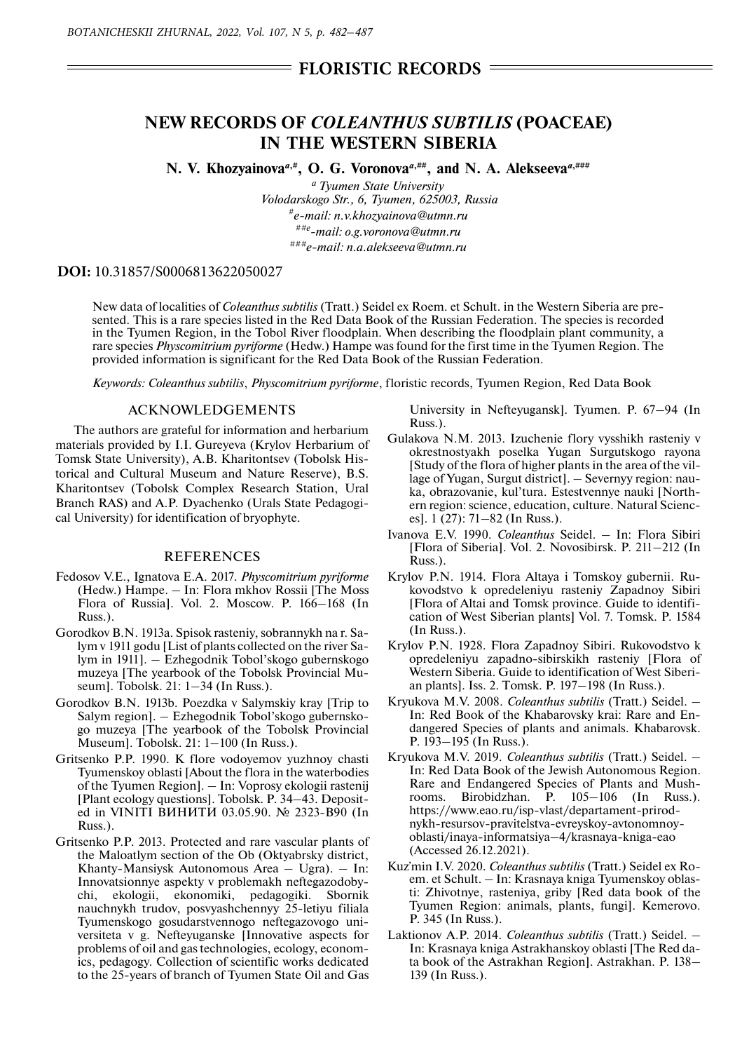## FLORISTIC RECORDS

# NEW RECORDS OF *COLEANTHUS SUBTILIS* (POACEAE) IN THE WESTERN SIBERIA

**N. V. Khozyainova[a,#], O. G. Voronova[a,##], and N. A. Alekseeva[a,###]**

*[a] Tyumen State University*
*Volodarskogo Str., 6, Tyumen, 625003, Russia*
*[#]e-mail: n.v.khozyainova@utmn.ru*
*[##]e-mail: o.g.voronova@utmn.ru*
*[###]e-mail: n.a.alekseeva@utmn.ru*

**DOI:** 10.31857/S0006813622050027

New data of localities of *Coleanthus subtilis* (Tratt.) Seidel ex Roem. et Schult. in the Western Siberia are presented. This is a rare species listed in the Red Data Book of the Russian Federation. The species is recorded in the Tyumen Region, in the Tobol River floodplain. When describing the floodplain plant community, a rare species *Physcomitrium pyriforme* (Hedw.) Hampe was found for the first time in the Tyumen Region. The provided information is significant for the Red Data Book of the Russian Federation.

*Keywords: Coleanthus subtilis*, *Physcomitrium pyriforme*, floristic records, Tyumen Region, Red Data Book

## ACKNOWLEDGEMENTS

The authors are grateful for information and herbarium materials provided by I.I. Gureyeva (Krylov Herbarium of Tomsk State University), A.B. Kharitontsev (Tobolsk Historical and Cultural Museum and Nature Reserve), B.S. Kharitontsev (Tobolsk Complex Research Station, Ural Branch RAS) and A.P. Dyachenko (Urals State Pedagogical University) for identification of bryophyte.

## REFERENCES

Fedosov V.E., Ignatova E.A. 2017. *Physcomitrium pyriforme* (Hedw.) Hampe. – In: Flora mkhov Rossii [The Moss Flora of Russia]. Vol. 2. Moscow. P. 166–168 (In Russ.).

Gorodkov B.N. 1913a. Spisok rasteniy, sobrannykh na r. Salym v 1911 godu [List of plants collected on the river Salym in 1911]. – Ezhegodnik Tobol'skogo gubernskogo muzeya [The yearbook of the Tobolsk Provincial Museum]. Tobolsk. 21: 1–34 (In Russ.).

Gorodkov B.N. 1913b. Poezdka v Salymskiy kray [Trip to Salym region]. – Ezhegodnik Tobol'skogo gubernskogo muzeya [The yearbook of the Tobolsk Provincial Museum]. Tobolsk. 21: 1–100 (In Russ.).

Gritsenko P.P. 1990. K flore vodoyemov yuzhnoy chasti Tyumenskoy oblasti [About the flora in the waterbodies of the Tyumen Region]. – In: Voprosy ekologii rastenij [Plant ecology questions]. Tobolsk. P. 34–43. Deposited in VINITI ВИНИТИ 03.05.90. № 2323-B90 (In Russ.).

Gritsenko P.P. 2013. Protected and rare vascular plants of the Maloatlym section of the Ob (Oktyabrsky district, Khanty-Mansiysk Autonomous Area – Ugra). – In: Innovatsionnye aspekty v problemakh neftegazodobychi, ekologii, ekonomiki, pedagogiki. Sbornik nauchnykh trudov, posvyashchennyy 25-letiyu filiala Tyumenskogo gosudarstvennogo neftegazovogo universiteta v g. Nefteyuganske [Innovative aspects for problems of oil and gas technologies, ecology, economics, pedagogy. Collection of scientific works dedicated to the 25-years of branch of Tyumen State Oil and Gas University in Nefteyugansk]. Tyumen. P. 67–94 (In Russ.).

Gulakova N.M. 2013. Izuchenie flory vysshikh rasteniy v okrestnostyakh poselka Yugan Surgutskogo rayona [Study of the flora of higher plants in the area of the village of Yugan, Surgut district]. – Severnyy region: nauka, obrazovanie, kul'tura. Estestvennye nauki [Northern region: science, education, culture. Natural Sciences]. 1 (27): 71–82 (In Russ.).

Ivanova E.V. 1990. *Coleanthus* Seidel. – In: Flora Sibiri [Flora of Siberia]. Vol. 2. Novosibirsk. P. 211–212 (In Russ.).

Krylov P.N. 1914. Flora Altaya i Tomskoy gubernii. Rukovodstvo k opredeleniyu rasteniy Zapadnoy Sibiri [Flora of Altai and Tomsk province. Guide to identification of West Siberian plants] Vol. 7. Tomsk. P. 1584 (In Russ.).

Krylov P.N. 1928. Flora Zapadnoy Sibiri. Rukovodstvo k opredeleniyu zapadno-sibirskikh rasteniy [Flora of Western Siberia. Guide to identification of West Siberian plants]. Iss. 2. Tomsk. P. 197–198 (In Russ.).

Kryukova M.V. 2008. *Coleanthus subtilis* (Tratt.) Seidel. – In: Red Book of the Khabarovsky krai: Rare and Endangered Species of plants and animals. Khabarovsk. P. 193–195 (In Russ.).

Kryukova M.V. 2019. *Coleanthus subtilis* (Tratt.) Seidel. – In: Red Data Book of the Jewish Autonomous Region. Rare and Endangered Species of Plants and Mushrooms. Birobidzhan. P. 105–106 (In Russ.). https://www.eao.ru/isp-vlast/departament-prirodnykh-resursov-pravitelstva-evreyskoy-avtonomnoy-oblasti/inaya-informatsiya–4/krasnaya-kniga-eao (Accessed 26.12.2021).

Kuz'min I.V. 2020. *Coleanthus subtilis* (Tratt.) Seidel ex Roem. et Schult. – In: Krasnaya kniga Tyumenskoy oblasti: Zhivotnye, rasteniya, griby [Red data book of the Tyumen Region: animals, plants, fungi]. Kemerovo. P. 345 (In Russ.).

Laktionov A.P. 2014. *Coleanthus subtilis* (Tratt.) Seidel. – In: Krasnaya kniga Astrakhanskoy oblasti [The Red data book of the Astrakhan Region]. Astrakhan. P. 138–139 (In Russ.).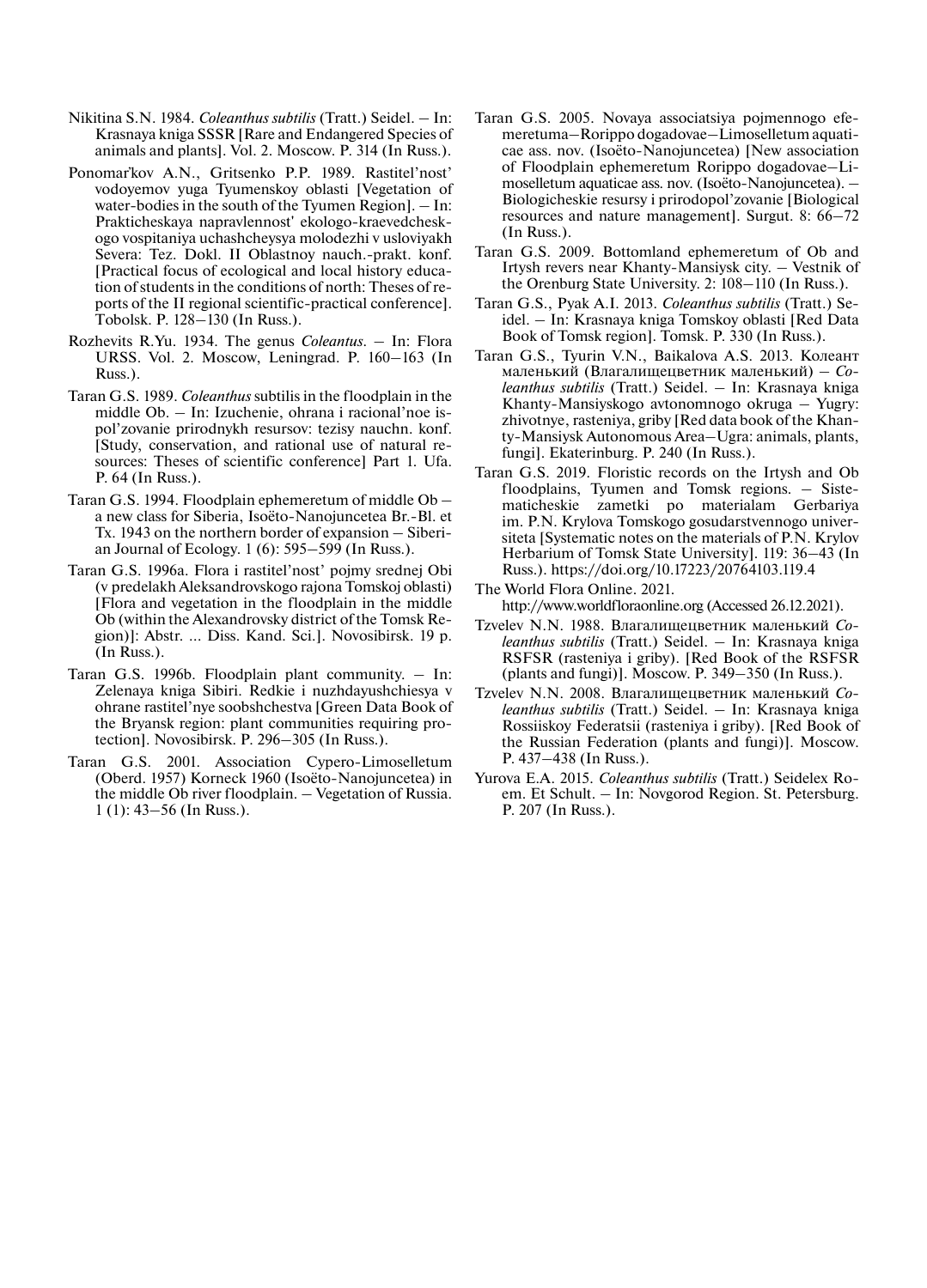Nikitina S.N. 1984. *Coleanthus subtilis* (Tratt.) Seidel. – In: Krasnaya kniga SSSR [Rare and Endangered Species of animals and plants]. Vol. 2. Moscow. P. 314 (In Russ.).

Ponomar'kov A.N., Gritsenko P.P. 1989. Rastitel'nost' vodoyemov yuga Tyumenskoy oblasti [Vegetation of water-bodies in the south of the Tyumen Region]. – In: Prakticheskaya napravlennost' ekologo-kraevedcheskogo vospitaniya uchashcheysya molodezhi v usloviyakh Severa: Tez. Dokl. II Oblastnoy nauch.-prakt. konf. [Practical focus of ecological and local history education of students in the conditions of north: Theses of reports of the II regional scientific-practical conference]. Tobolsk. P. 128–130 (In Russ.).

Rozhevits R.Yu. 1934. The genus *Coleantus*. – In: Flora URSS. Vol. 2. Moscow, Leningrad. P. 160–163 (In Russ.).

Taran G.S. 1989. *Coleanthus* subtilis in the floodplain in the middle Ob. – In: Izuchenie, ohrana i racional'noe ispol'zovanie prirodnykh resursov: tezisy nauchn. konf. [Study, conservation, and rational use of natural resources: Theses of scientific conference] Part 1. Ufa. P. 64 (In Russ.).

Taran G.S. 1994. Floodplain ephemeretum of middle Ob – a new class for Siberia, Isoëto-Nanojuncetea Br.-Bl. et Tx. 1943 on the northern border of expansion – Siberian Journal of Ecology. 1 (6): 595–599 (In Russ.).

Taran G.S. 1996a. Flora i rastitel'nost' pojmy srednej Obi (v predelakh Aleksandrovskogo rajona Tomskoj oblasti) [Flora and vegetation in the floodplain in the middle Ob (within the Alexandrovsky district of the Tomsk Region)]: Abstr. ... Diss. Kand. Sci.]. Novosibirsk. 19 p. (In Russ.).

Taran G.S. 1996b. Floodplain plant community. – In: Zelenaya kniga Sibiri. Redkie i nuzhdayushchiesya v ohrane rastitel'nye soobshchestva [Green Data Book of the Bryansk region: plant communities requiring protection]. Novosibirsk. P. 296–305 (In Russ.).

Taran G.S. 2001. Association Cypero-Limoselletum (Oberd. 1957) Korneck 1960 (Isoëto-Nanojuncetea) in the middle Ob river floodplain. – Vegetation of Russia. 1 (1): 43–56 (In Russ.).

Taran G.S. 2005. Novaya associatsiya pojmennogo efemeretuma–Rorippo dogadovae–Limoselletum aquaticae ass. nov. (Isoëto-Nanojuncetea) [New association of Floodplain ephemeretum Rorippo dogadovae–Limoselletum aquaticae ass. nov. (Isoëto-Nanojuncetea). – Biologicheskie resursy i prirodopol'zovanie [Biological resources and nature management]. Surgut. 8: 66–72 (In Russ.).

Taran G.S. 2009. Bottomland ephemeretum of Ob and Irtysh revers near Khanty-Mansiysk city. – Vestnik of the Orenburg State University. 2: 108–110 (In Russ.).

Taran G.S., Pyak A.I. 2013. *Coleanthus subtilis* (Tratt.) Seidel. – In: Krasnaya kniga Tomskoy oblasti [Red Data Book of Tomsk region]. Tomsk. P. 330 (In Russ.).

Taran G.S., Tyurin V.N., Baikalova A.S. 2013. Колеант маленький (Влагалищецветник маленький) – *Coleanthus subtilis* (Tratt.) Seidel. – In: Krasnaya kniga Khanty-Mansiyskogo avtonomnogo okruga – Yugry: zhivotnye, rasteniya, griby [Red data book of the Khanty-Mansiysk Autonomous Area–Ugra: animals, plants, fungi]. Ekaterinburg. P. 240 (In Russ.).

Taran G.S. 2019. Floristic records on the Irtysh and Ob floodplains, Tyumen and Tomsk regions. – Sistematicheskie zametki po materialam Gerbariya im. P.N. Krylova Tomskogo gosudarstvennogo universiteta [Systematic notes on the materials of P.N. Krylov Herbarium of Tomsk State University]. 119: 36–43 (In Russ.). https://doi.org/10.17223/20764103.119.4

The World Flora Online. 2021. http://www.worldfloraonline.org (Accessed 26.12.2021).

Tzvelev N.N. 1988. Влагалищецветник маленький *Coleanthus subtilis* (Tratt.) Seidel. – In: Krasnaya kniga RSFSR (rasteniya i griby). [Red Book of the RSFSR (plants and fungi)]. Moscow. P. 349–350 (In Russ.).

Tzvelev N.N. 2008. Влагалищецветник маленький *Coleanthus subtilis* (Tratt.) Seidel. – In: Krasnaya kniga Rossiiskoy Federatsii (rasteniya i griby). [Red Book of the Russian Federation (plants and fungi)]. Moscow. P. 437–438 (In Russ.).

Yurova E.A. 2015. *Coleanthus subtilis* (Tratt.) Seidelex Roem. Et Schult. – In: Novgorod Region. St. Petersburg. P. 207 (In Russ.).